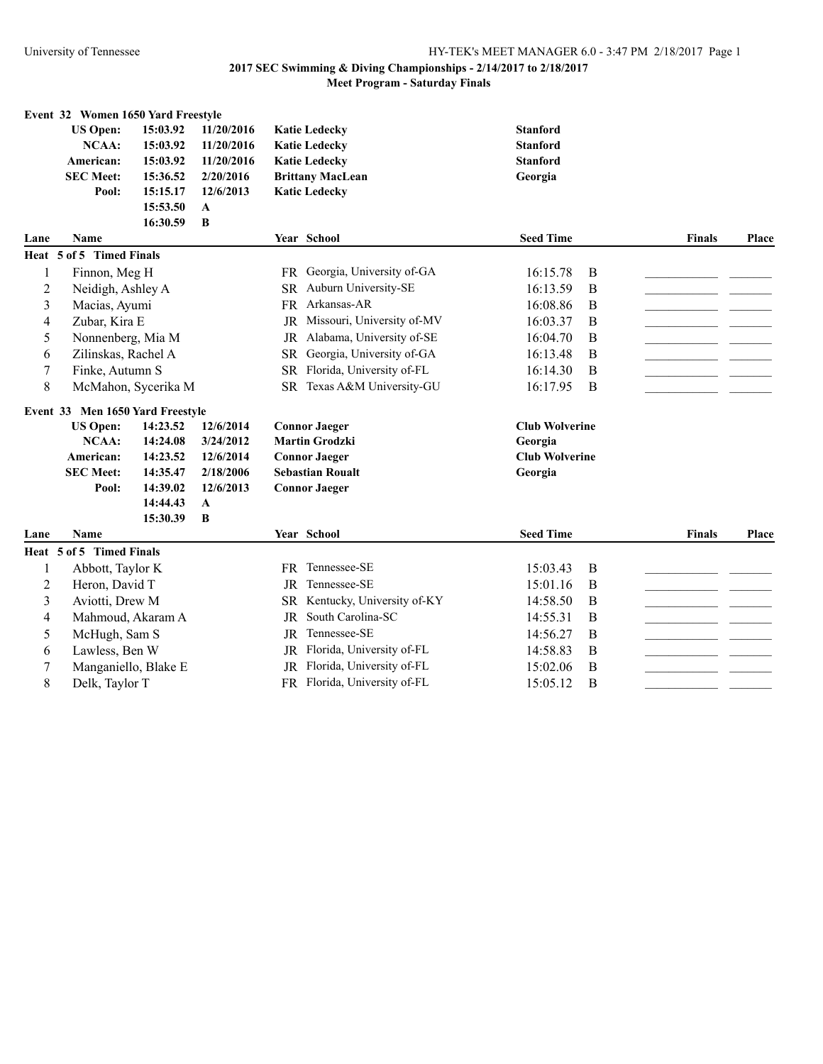## 2017 SEC Swimming & Diving Championships - 2/14/2017 to 2/18/2017

### Meet Program - Saturday Finals

**Event 32 Women 1650 Yard Freestyle**

| | | | | |
|---|---|---|---|---|
| **US Open:** | **15:03.92** | **11/20/2016** | **Katie Ledecky** | **Stanford** |
| **NCAA:** | **15:03.92** | **11/20/2016** | **Katie Ledecky** | **Stanford** |
| **American:** | **15:03.92** | **11/20/2016** | **Katie Ledecky** | **Stanford** |
| **SEC Meet:** | **15:36.52** | **2/20/2016** | **Brittany MacLean** | **Georgia** |
| **Pool:** | **15:15.17** | **12/6/2013** | **Katic Ledecky** | |
| | **15:53.50** | **A** | | |
| | **16:30.59** | **B** | | |

**Heat 5 of 5 Timed Finals**

| Lane | Name | Year | School | Seed Time | | Finals | Place |
|---|---|---|---|---|---|---|---|
| 1 | Finnon, Meg H | FR | Georgia, University of-GA | 16:15.78 | B | ___________ | _______ |
| 2 | Neidigh, Ashley A | SR | Auburn University-SE | 16:13.59 | B | ___________ | _______ |
| 3 | Macias, Ayumi | FR | Arkansas-AR | 16:08.86 | B | ___________ | _______ |
| 4 | Zubar, Kira E | JR | Missouri, University of-MV | 16:03.37 | B | ___________ | _______ |
| 5 | Nonnenberg, Mia M | JR | Alabama, University of-SE | 16:04.70 | B | ___________ | _______ |
| 6 | Zilinskas, Rachel A | SR | Georgia, University of-GA | 16:13.48 | B | ___________ | _______ |
| 7 | Finke, Autumn S | SR | Florida, University of-FL | 16:14.30 | B | ___________ | _______ |
| 8 | McMahon, Sycerika M | SR | Texas A&M University-GU | 16:17.95 | B | ___________ | _______ |

**Event 33 Men 1650 Yard Freestyle**

| | | | | |
|---|---|---|---|---|
| **US Open:** | **14:23.52** | **12/6/2014** | **Connor Jaeger** | **Club Wolverine** |
| **NCAA:** | **14:24.08** | **3/24/2012** | **Martin Grodzki** | **Georgia** |
| **American:** | **14:23.52** | **12/6/2014** | **Connor Jaeger** | **Club Wolverine** |
| **SEC Meet:** | **14:35.47** | **2/18/2006** | **Sebastian Roualt** | **Georgia** |
| **Pool:** | **14:39.02** | **12/6/2013** | **Connor Jaeger** | |
| | **14:44.43** | **A** | | |
| | **15:30.39** | **B** | | |

**Heat 5 of 5 Timed Finals**

| Lane | Name | Year | School | Seed Time | | Finals | Place |
|---|---|---|---|---|---|---|---|
| 1 | Abbott, Taylor K | FR | Tennessee-SE | 15:03.43 | B | ___________ | _______ |
| 2 | Heron, David T | JR | Tennessee-SE | 15:01.16 | B | ___________ | _______ |
| 3 | Aviotti, Drew M | SR | Kentucky, University of-KY | 14:58.50 | B | ___________ | _______ |
| 4 | Mahmoud, Akaram A | JR | South Carolina-SC | 14:55.31 | B | ___________ | _______ |
| 5 | McHugh, Sam S | JR | Tennessee-SE | 14:56.27 | B | ___________ | _______ |
| 6 | Lawless, Ben W | JR | Florida, University of-FL | 14:58.83 | B | ___________ | _______ |
| 7 | Manganiello, Blake E | JR | Florida, University of-FL | 15:02.06 | B | ___________ | _______ |
| 8 | Delk, Taylor T | FR | Florida, University of-FL | 15:05.12 | B | ___________ | _______ |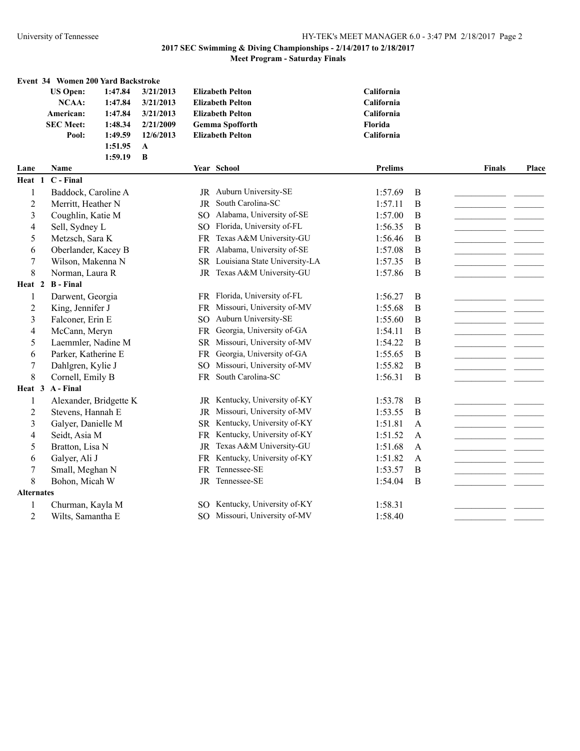## 2017 SEC Swimming & Diving Championships - 2/14/2017 to 2/18/2017

### Meet Program - Saturday Finals

**Event 34 Women 200 Yard Backstroke**

| | | | | |
|---|---|---|---|---|
| US Open: | 1:47.84 | 3/21/2013 | Elizabeth Pelton | California |
| NCAA: | 1:47.84 | 3/21/2013 | Elizabeth Pelton | California |
| American: | 1:47.84 | 3/21/2013 | Elizabeth Pelton | California |
| SEC Meet: | 1:48.34 | 2/21/2009 | Gemma Spofforth | Florida |
| Pool: | 1:49.59 | 12/6/2013 | Elizabeth Pelton | California |
| | 1:51.95 | A | | |
| | 1:59.19 | B | | |

| Lane | Name | Year | School | Prelims | | Finals | Place |
|---|---|---|---|---|---|---|---|
| **Heat 1** | **C - Final** | | | | | | |
| 1 | Baddock, Caroline A | JR | Auburn University-SE | 1:57.69 | B | | |
| 2 | Merritt, Heather N | JR | South Carolina-SC | 1:57.11 | B | | |
| 3 | Coughlin, Katie M | SO | Alabama, University of-SE | 1:57.00 | B | | |
| 4 | Sell, Sydney L | SO | Florida, University of-FL | 1:56.35 | B | | |
| 5 | Metzsch, Sara K | FR | Texas A&M University-GU | 1:56.46 | B | | |
| 6 | Oberlander, Kacey B | FR | Alabama, University of-SE | 1:57.08 | B | | |
| 7 | Wilson, Makenna N | SR | Louisiana State University-LA | 1:57.35 | B | | |
| 8 | Norman, Laura R | JR | Texas A&M University-GU | 1:57.86 | B | | |
| **Heat 2** | **B - Final** | | | | | | |
| 1 | Darwent, Georgia | FR | Florida, University of-FL | 1:56.27 | B | | |
| 2 | King, Jennifer J | FR | Missouri, University of-MV | 1:55.68 | B | | |
| 3 | Falconer, Erin E | SO | Auburn University-SE | 1:55.60 | B | | |
| 4 | McCann, Meryn | FR | Georgia, University of-GA | 1:54.11 | B | | |
| 5 | Laemmler, Nadine M | SR | Missouri, University of-MV | 1:54.22 | B | | |
| 6 | Parker, Katherine E | FR | Georgia, University of-GA | 1:55.65 | B | | |
| 7 | Dahlgren, Kylie J | SO | Missouri, University of-MV | 1:55.82 | B | | |
| 8 | Cornell, Emily B | FR | South Carolina-SC | 1:56.31 | B | | |
| **Heat 3** | **A - Final** | | | | | | |
| 1 | Alexander, Bridgette K | JR | Kentucky, University of-KY | 1:53.78 | B | | |
| 2 | Stevens, Hannah E | JR | Missouri, University of-MV | 1:53.55 | B | | |
| 3 | Galyer, Danielle M | SR | Kentucky, University of-KY | 1:51.81 | A | | |
| 4 | Seidt, Asia M | FR | Kentucky, University of-KY | 1:51.52 | A | | |
| 5 | Bratton, Lisa N | JR | Texas A&M University-GU | 1:51.68 | A | | |
| 6 | Galyer, Ali J | FR | Kentucky, University of-KY | 1:51.82 | A | | |
| 7 | Small, Meghan N | FR | Tennessee-SE | 1:53.57 | B | | |
| 8 | Bohon, Micah W | JR | Tennessee-SE | 1:54.04 | B | | |
| **Alternates** | | | | | | | |
| 1 | Churman, Kayla M | SO | Kentucky, University of-KY | 1:58.31 | | | |
| 2 | Wilts, Samantha E | SO | Missouri, University of-MV | 1:58.40 | | | |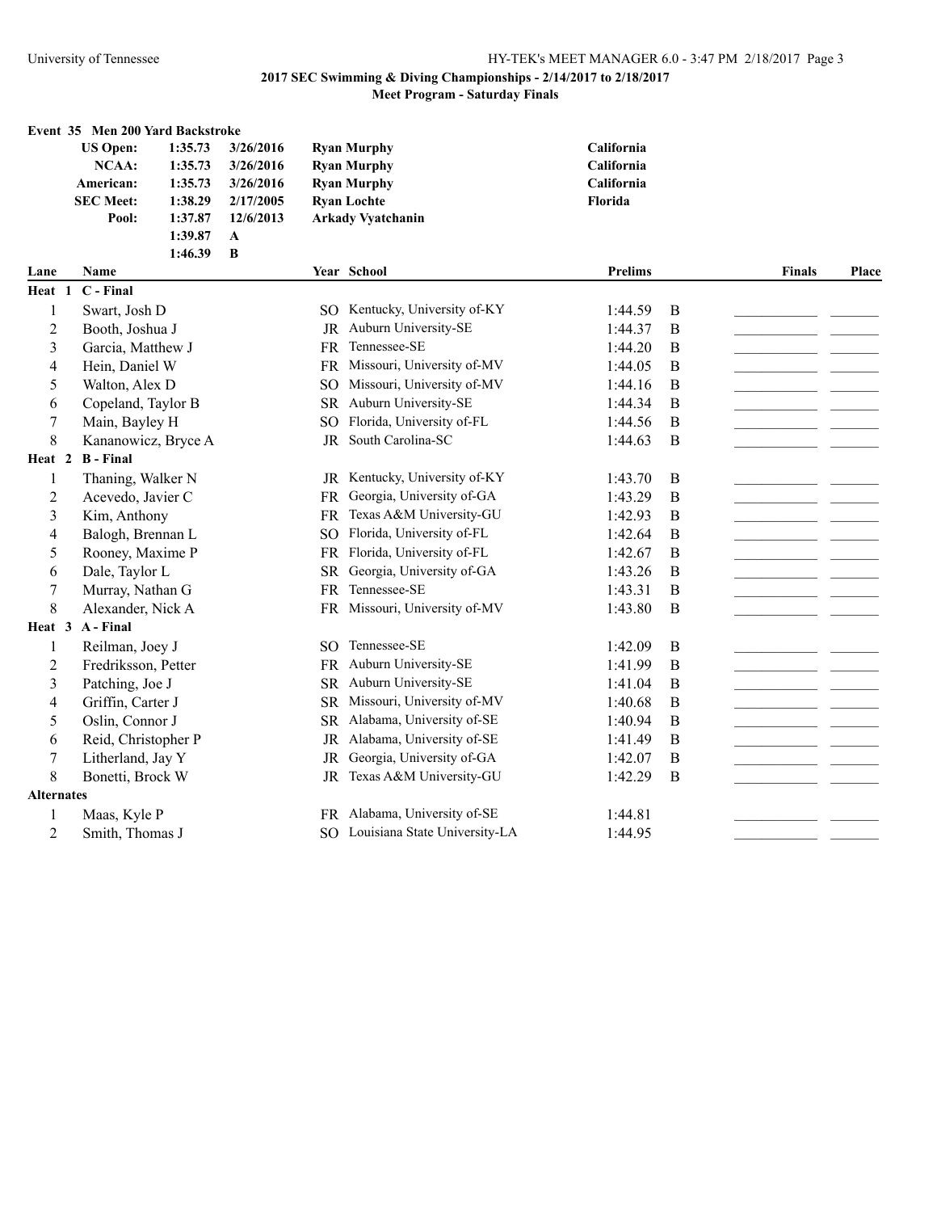**2017 SEC Swimming & Diving Championships - 2/14/2017 to 2/18/2017**

**Meet Program - Saturday Finals**

**Event 35 Men 200 Yard Backstroke**

| | | | | |
|---|---|---|---|---|
| **US Open:** | **1:35.73** | **3/26/2016** | **Ryan Murphy** | **California** |
| **NCAA:** | **1:35.73** | **3/26/2016** | **Ryan Murphy** | **California** |
| **American:** | **1:35.73** | **3/26/2016** | **Ryan Murphy** | **California** |
| **SEC Meet:** | **1:38.29** | **2/17/2005** | **Ryan Lochte** | **Florida** |
| **Pool:** | **1:37.87** | **12/6/2013** | **Arkady Vyatchanin** | |
| | **1:39.87** | **A** | | |
| | **1:46.39** | **B** | | |

| Lane | Name | Year | School | Prelims | | Finals | Place |
|---|---|---|---|---|---|---|---|
| **Heat 1** | **C - Final** | | | | | | |
| 1 | Swart, Josh D | SO | Kentucky, University of-KY | 1:44.59 | B | | |
| 2 | Booth, Joshua J | JR | Auburn University-SE | 1:44.37 | B | | |
| 3 | Garcia, Matthew J | FR | Tennessee-SE | 1:44.20 | B | | |
| 4 | Hein, Daniel W | FR | Missouri, University of-MV | 1:44.05 | B | | |
| 5 | Walton, Alex D | SO | Missouri, University of-MV | 1:44.16 | B | | |
| 6 | Copeland, Taylor B | SR | Auburn University-SE | 1:44.34 | B | | |
| 7 | Main, Bayley H | SO | Florida, University of-FL | 1:44.56 | B | | |
| 8 | Kananowicz, Bryce A | JR | South Carolina-SC | 1:44.63 | B | | |
| **Heat 2** | **B - Final** | | | | | | |
| 1 | Thaning, Walker N | JR | Kentucky, University of-KY | 1:43.70 | B | | |
| 2 | Acevedo, Javier C | FR | Georgia, University of-GA | 1:43.29 | B | | |
| 3 | Kim, Anthony | FR | Texas A&M University-GU | 1:42.93 | B | | |
| 4 | Balogh, Brennan L | SO | Florida, University of-FL | 1:42.64 | B | | |
| 5 | Rooney, Maxime P | FR | Florida, University of-FL | 1:42.67 | B | | |
| 6 | Dale, Taylor L | SR | Georgia, University of-GA | 1:43.26 | B | | |
| 7 | Murray, Nathan G | FR | Tennessee-SE | 1:43.31 | B | | |
| 8 | Alexander, Nick A | FR | Missouri, University of-MV | 1:43.80 | B | | |
| **Heat 3** | **A - Final** | | | | | | |
| 1 | Reilman, Joey J | SO | Tennessee-SE | 1:42.09 | B | | |
| 2 | Fredriksson, Petter | FR | Auburn University-SE | 1:41.99 | B | | |
| 3 | Patching, Joe J | SR | Auburn University-SE | 1:41.04 | B | | |
| 4 | Griffin, Carter J | SR | Missouri, University of-MV | 1:40.68 | B | | |
| 5 | Oslin, Connor J | SR | Alabama, University of-SE | 1:40.94 | B | | |
| 6 | Reid, Christopher P | JR | Alabama, University of-SE | 1:41.49 | B | | |
| 7 | Litherland, Jay Y | JR | Georgia, University of-GA | 1:42.07 | B | | |
| 8 | Bonetti, Brock W | JR | Texas A&M University-GU | 1:42.29 | B | | |
| **Alternates** | | | | | | | |
| 1 | Maas, Kyle P | FR | Alabama, University of-SE | 1:44.81 | | | |
| 2 | Smith, Thomas J | SO | Louisiana State University-LA | 1:44.95 | | | |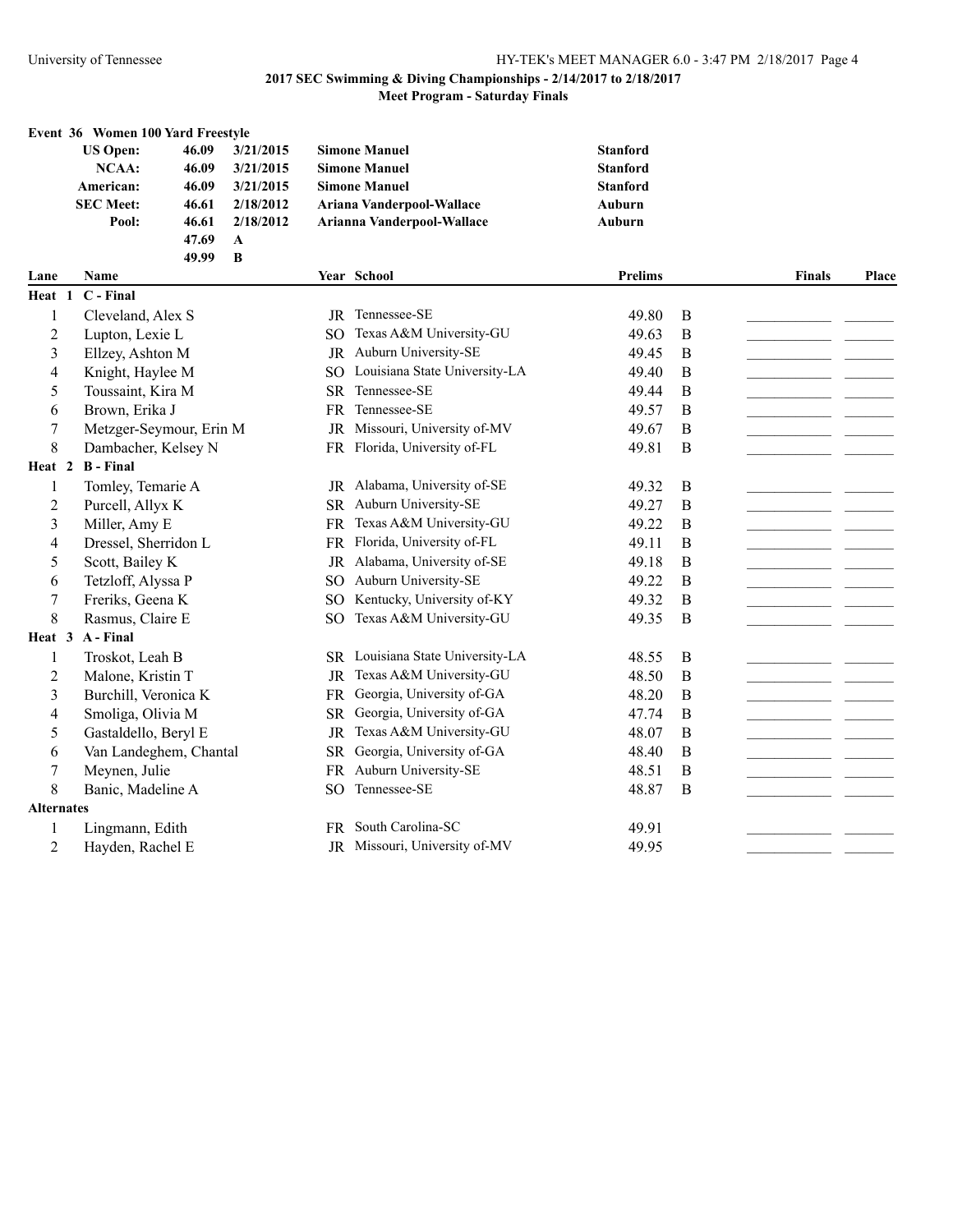**2017 SEC Swimming & Diving Championships - 2/14/2017 to 2/18/2017**

**Meet Program - Saturday Finals**

### Event 36 Women 100 Yard Freestyle

| | | | | |
|---|---|---|---|---|
| **US Open:** | **46.09** | **3/21/2015** | **Simone Manuel** | **Stanford** |
| **NCAA:** | **46.09** | **3/21/2015** | **Simone Manuel** | **Stanford** |
| **American:** | **46.09** | **3/21/2015** | **Simone Manuel** | **Stanford** |
| **SEC Meet:** | **46.61** | **2/18/2012** | **Ariana Vanderpool-Wallace** | **Auburn** |
| **Pool:** | **46.61** | **2/18/2012** | **Arianna Vanderpool-Wallace** | **Auburn** |
| | **47.69** | **A** | | |
| | **49.99** | **B** | | |

| Lane | Name | Year | School | Prelims | | Finals | Place |
|---|---|---|---|---|---|---|---|
| **Heat 1 C - Final** | | | | | | | |
| 1 | Cleveland, Alex S | JR | Tennessee-SE | 49.80 | B | | |
| 2 | Lupton, Lexie L | SO | Texas A&M University-GU | 49.63 | B | | |
| 3 | Ellzey, Ashton M | JR | Auburn University-SE | 49.45 | B | | |
| 4 | Knight, Haylee M | SO | Louisiana State University-LA | 49.40 | B | | |
| 5 | Toussaint, Kira M | SR | Tennessee-SE | 49.44 | B | | |
| 6 | Brown, Erika J | FR | Tennessee-SE | 49.57 | B | | |
| 7 | Metzger-Seymour, Erin M | JR | Missouri, University of-MV | 49.67 | B | | |
| 8 | Dambacher, Kelsey N | FR | Florida, University of-FL | 49.81 | B | | |
| **Heat 2 B - Final** | | | | | | | |
| 1 | Tomley, Temarie A | JR | Alabama, University of-SE | 49.32 | B | | |
| 2 | Purcell, Allyx K | SR | Auburn University-SE | 49.27 | B | | |
| 3 | Miller, Amy E | FR | Texas A&M University-GU | 49.22 | B | | |
| 4 | Dressel, Sherridon L | FR | Florida, University of-FL | 49.11 | B | | |
| 5 | Scott, Bailey K | JR | Alabama, University of-SE | 49.18 | B | | |
| 6 | Tetzloff, Alyssa P | SO | Auburn University-SE | 49.22 | B | | |
| 7 | Freriks, Geena K | SO | Kentucky, University of-KY | 49.32 | B | | |
| 8 | Rasmus, Claire E | SO | Texas A&M University-GU | 49.35 | B | | |
| **Heat 3 A - Final** | | | | | | | |
| 1 | Troskot, Leah B | SR | Louisiana State University-LA | 48.55 | B | | |
| 2 | Malone, Kristin T | JR | Texas A&M University-GU | 48.50 | B | | |
| 3 | Burchill, Veronica K | FR | Georgia, University of-GA | 48.20 | B | | |
| 4 | Smoliga, Olivia M | SR | Georgia, University of-GA | 47.74 | B | | |
| 5 | Gastaldello, Beryl E | JR | Texas A&M University-GU | 48.07 | B | | |
| 6 | Van Landeghem, Chantal | SR | Georgia, University of-GA | 48.40 | B | | |
| 7 | Meynen, Julie | FR | Auburn University-SE | 48.51 | B | | |
| 8 | Banic, Madeline A | SO | Tennessee-SE | 48.87 | B | | |
| **Alternates** | | | | | | | |
| 1 | Lingmann, Edith | FR | South Carolina-SC | 49.91 | | | |
| 2 | Hayden, Rachel E | JR | Missouri, University of-MV | 49.95 | | | |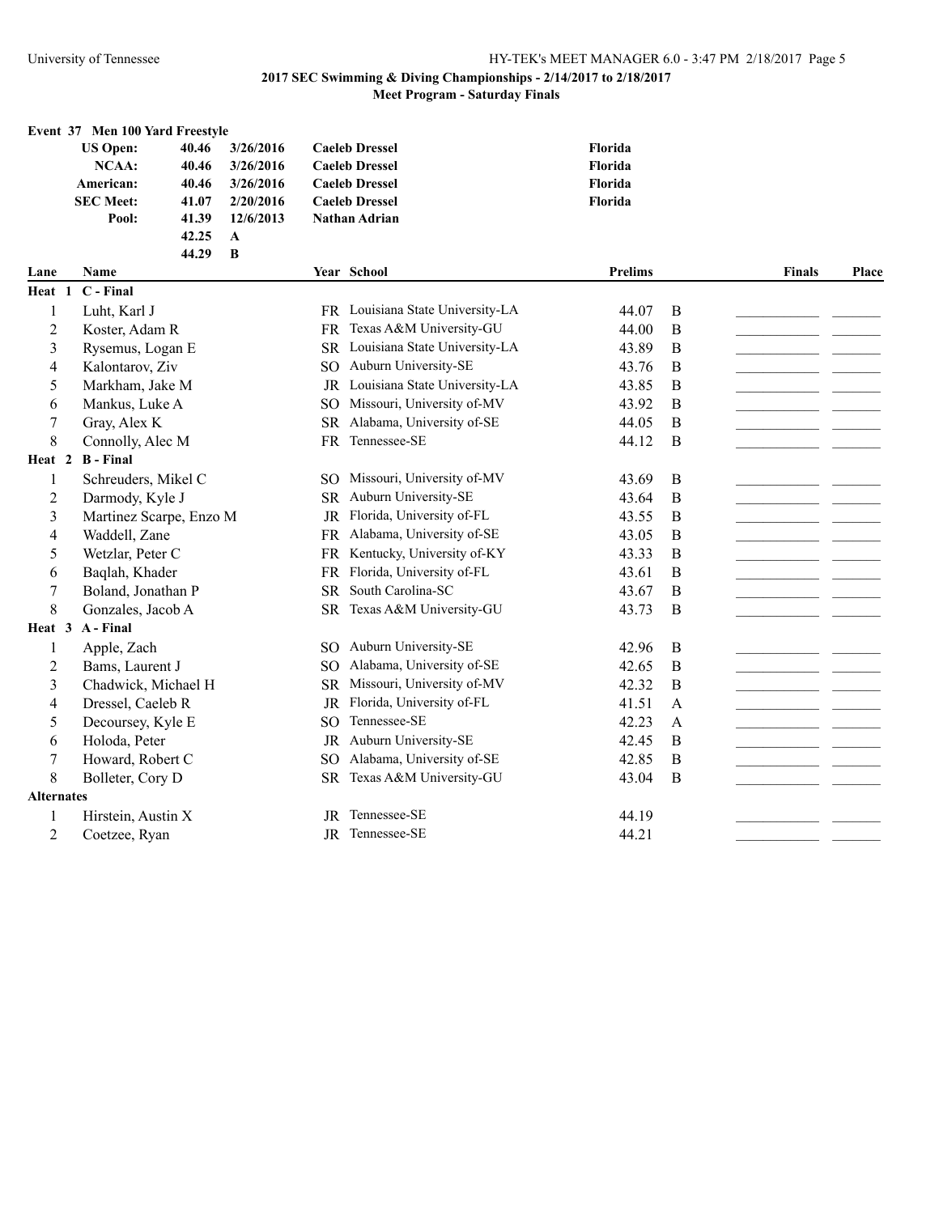**2017 SEC Swimming & Diving Championships - 2/14/2017 to 2/18/2017**

**Meet Program - Saturday Finals**

### Event 37 Men 100 Yard Freestyle

| | | | | |
|---|---|---|---|---|
| **US Open:** | 40.46 | 3/26/2016 | Caeleb Dressel | Florida |
| **NCAA:** | 40.46 | 3/26/2016 | Caeleb Dressel | Florida |
| **American:** | 40.46 | 3/26/2016 | Caeleb Dressel | Florida |
| **SEC Meet:** | 41.07 | 2/20/2016 | Caeleb Dressel | Florida |
| **Pool:** | 41.39 | 12/6/2013 | Nathan Adrian | |
| | 42.25 | A | | |
| | 44.29 | B | | |

| Lane | Name | Year | School | Prelims | | Finals | Place |
|---|---|---|---|---|---|---|---|
| **Heat 1** | **C - Final** | | | | | | |
| 1 | Luht, Karl J | FR | Louisiana State University-LA | 44.07 | B | | |
| 2 | Koster, Adam R | FR | Texas A&M University-GU | 44.00 | B | | |
| 3 | Rysemus, Logan E | SR | Louisiana State University-LA | 43.89 | B | | |
| 4 | Kalontarov, Ziv | SO | Auburn University-SE | 43.76 | B | | |
| 5 | Markham, Jake M | JR | Louisiana State University-LA | 43.85 | B | | |
| 6 | Mankus, Luke A | SO | Missouri, University of-MV | 43.92 | B | | |
| 7 | Gray, Alex K | SR | Alabama, University of-SE | 44.05 | B | | |
| 8 | Connolly, Alec M | FR | Tennessee-SE | 44.12 | B | | |
| **Heat 2** | **B - Final** | | | | | | |
| 1 | Schreuders, Mikel C | SO | Missouri, University of-MV | 43.69 | B | | |
| 2 | Darmody, Kyle J | SR | Auburn University-SE | 43.64 | B | | |
| 3 | Martinez Scarpe, Enzo M | JR | Florida, University of-FL | 43.55 | B | | |
| 4 | Waddell, Zane | FR | Alabama, University of-SE | 43.05 | B | | |
| 5 | Wetzlar, Peter C | FR | Kentucky, University of-KY | 43.33 | B | | |
| 6 | Baqlah, Khader | FR | Florida, University of-FL | 43.61 | B | | |
| 7 | Boland, Jonathan P | SR | South Carolina-SC | 43.67 | B | | |
| 8 | Gonzales, Jacob A | SR | Texas A&M University-GU | 43.73 | B | | |
| **Heat 3** | **A - Final** | | | | | | |
| 1 | Apple, Zach | SO | Auburn University-SE | 42.96 | B | | |
| 2 | Bams, Laurent J | SO | Alabama, University of-SE | 42.65 | B | | |
| 3 | Chadwick, Michael H | SR | Missouri, University of-MV | 42.32 | B | | |
| 4 | Dressel, Caeleb R | JR | Florida, University of-FL | 41.51 | A | | |
| 5 | Decoursey, Kyle E | SO | Tennessee-SE | 42.23 | A | | |
| 6 | Holoda, Peter | JR | Auburn University-SE | 42.45 | B | | |
| 7 | Howard, Robert C | SO | Alabama, University of-SE | 42.85 | B | | |
| 8 | Bolleter, Cory D | SR | Texas A&M University-GU | 43.04 | B | | |
| **Alternates** | | | | | | | |
| 1 | Hirstein, Austin X | JR | Tennessee-SE | 44.19 | | | |
| 2 | Coetzee, Ryan | JR | Tennessee-SE | 44.21 | | | |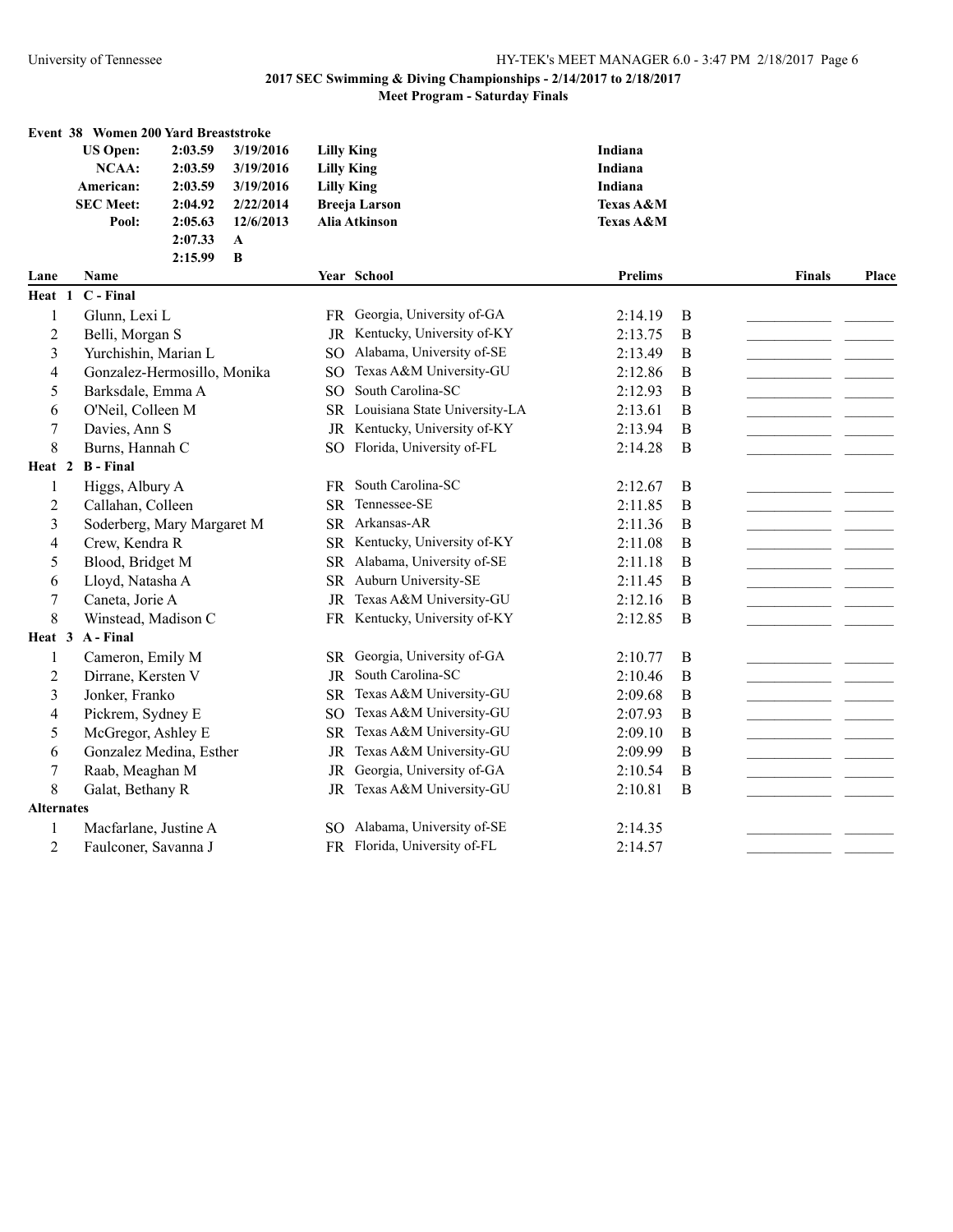**2017 SEC Swimming & Diving Championships - 2/14/2017 to 2/18/2017**

**Meet Program - Saturday Finals**

### Event 38 Women 200 Yard Breaststroke

| | | | | |
|---|---|---|---|---|
| **US Open:** | **2:03.59** | **3/19/2016** | **Lilly King** | **Indiana** |
| **NCAA:** | **2:03.59** | **3/19/2016** | **Lilly King** | **Indiana** |
| **American:** | **2:03.59** | **3/19/2016** | **Lilly King** | **Indiana** |
| **SEC Meet:** | **2:04.92** | **2/22/2014** | **Breeja Larson** | **Texas A&M** |
| **Pool:** | **2:05.63** | **12/6/2013** | **Alia Atkinson** | **Texas A&M** |
| | **2:07.33** | **A** | | |
| | **2:15.99** | **B** | | |

| Lane | Name | Year | School | Prelims | | Finals | Place |
|---|---|---|---|---|---|---|---|
| **Heat 1 C - Final** | | | | | | | |
| 1 | Glunn, Lexi L | FR | Georgia, University of-GA | 2:14.19 | B | | |
| 2 | Belli, Morgan S | JR | Kentucky, University of-KY | 2:13.75 | B | | |
| 3 | Yurchishin, Marian L | SO | Alabama, University of-SE | 2:13.49 | B | | |
| 4 | Gonzalez-Hermosillo, Monika | SO | Texas A&M University-GU | 2:12.86 | B | | |
| 5 | Barksdale, Emma A | SO | South Carolina-SC | 2:12.93 | B | | |
| 6 | O'Neil, Colleen M | SR | Louisiana State University-LA | 2:13.61 | B | | |
| 7 | Davies, Ann S | JR | Kentucky, University of-KY | 2:13.94 | B | | |
| 8 | Burns, Hannah C | SO | Florida, University of-FL | 2:14.28 | B | | |
| **Heat 2 B - Final** | | | | | | | |
| 1 | Higgs, Albury A | FR | South Carolina-SC | 2:12.67 | B | | |
| 2 | Callahan, Colleen | SR | Tennessee-SE | 2:11.85 | B | | |
| 3 | Soderberg, Mary Margaret M | SR | Arkansas-AR | 2:11.36 | B | | |
| 4 | Crew, Kendra R | SR | Kentucky, University of-KY | 2:11.08 | B | | |
| 5 | Blood, Bridget M | SR | Alabama, University of-SE | 2:11.18 | B | | |
| 6 | Lloyd, Natasha A | SR | Auburn University-SE | 2:11.45 | B | | |
| 7 | Caneta, Jorie A | JR | Texas A&M University-GU | 2:12.16 | B | | |
| 8 | Winstead, Madison C | FR | Kentucky, University of-KY | 2:12.85 | B | | |
| **Heat 3 A - Final** | | | | | | | |
| 1 | Cameron, Emily M | SR | Georgia, University of-GA | 2:10.77 | B | | |
| 2 | Dirrane, Kersten V | JR | South Carolina-SC | 2:10.46 | B | | |
| 3 | Jonker, Franko | SR | Texas A&M University-GU | 2:09.68 | B | | |
| 4 | Pickrem, Sydney E | SO | Texas A&M University-GU | 2:07.93 | B | | |
| 5 | McGregor, Ashley E | SR | Texas A&M University-GU | 2:09.10 | B | | |
| 6 | Gonzalez Medina, Esther | JR | Texas A&M University-GU | 2:09.99 | B | | |
| 7 | Raab, Meaghan M | JR | Georgia, University of-GA | 2:10.54 | B | | |
| 8 | Galat, Bethany R | JR | Texas A&M University-GU | 2:10.81 | B | | |
| **Alternates** | | | | | | | |
| 1 | Macfarlane, Justine A | SO | Alabama, University of-SE | 2:14.35 | | | |
| 2 | Faulconer, Savanna J | FR | Florida, University of-FL | 2:14.57 | | | |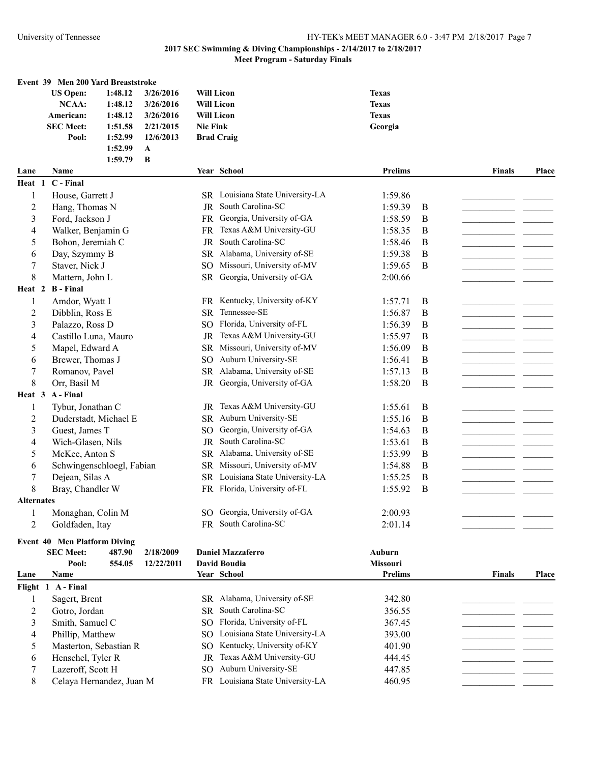## 2017 SEC Swimming & Diving Championships - 2/14/2017 to 2/18/2017

### Meet Program - Saturday Finals

### Event 39 Men 200 Yard Breaststroke

| | | | | |
|---|---|---|---|---|
| US Open: | 1:48.12 | 3/26/2016 | Will Licon | Texas |
| NCAA: | 1:48.12 | 3/26/2016 | Will Licon | Texas |
| American: | 1:48.12 | 3/26/2016 | Will Licon | Texas |
| SEC Meet: | 1:51.58 | 2/21/2015 | Nic Fink | Georgia |
| Pool: | 1:52.99 | 12/6/2013 | Brad Craig | |
| | 1:52.99 | A | | |
| | 1:59.79 | B | | |

| Lane | Name | Year | School | Prelims | | Finals | Place |
|---|---|---|---|---|---|---|---|
| **Heat 1 C - Final** | | | | | | | |
| 1 | House, Garrett J | SR | Louisiana State University-LA | 1:59.86 | | | |
| 2 | Hang, Thomas N | JR | South Carolina-SC | 1:59.39 | B | | |
| 3 | Ford, Jackson J | FR | Georgia, University of-GA | 1:58.59 | B | | |
| 4 | Walker, Benjamin G | FR | Texas A&M University-GU | 1:58.35 | B | | |
| 5 | Bohon, Jeremiah C | JR | South Carolina-SC | 1:58.46 | B | | |
| 6 | Day, Szymmy B | SR | Alabama, University of-SE | 1:59.38 | B | | |
| 7 | Staver, Nick J | SO | Missouri, University of-MV | 1:59.65 | B | | |
| 8 | Mattern, John L | SR | Georgia, University of-GA | 2:00.66 | | | |
| **Heat 2 B - Final** | | | | | | | |
| 1 | Amdor, Wyatt I | FR | Kentucky, University of-KY | 1:57.71 | B | | |
| 2 | Dibblin, Ross E | SR | Tennessee-SE | 1:56.87 | B | | |
| 3 | Palazzo, Ross D | SO | Florida, University of-FL | 1:56.39 | B | | |
| 4 | Castillo Luna, Mauro | JR | Texas A&M University-GU | 1:55.97 | B | | |
| 5 | Mapel, Edward A | SR | Missouri, University of-MV | 1:56.09 | B | | |
| 6 | Brewer, Thomas J | SO | Auburn University-SE | 1:56.41 | B | | |
| 7 | Romanov, Pavel | SR | Alabama, University of-SE | 1:57.13 | B | | |
| 8 | Orr, Basil M | JR | Georgia, University of-GA | 1:58.20 | B | | |
| **Heat 3 A - Final** | | | | | | | |
| 1 | Tybur, Jonathan C | JR | Texas A&M University-GU | 1:55.61 | B | | |
| 2 | Duderstadt, Michael E | SR | Auburn University-SE | 1:55.16 | B | | |
| 3 | Guest, James T | SO | Georgia, University of-GA | 1:54.63 | B | | |
| 4 | Wich-Glasen, Nils | JR | South Carolina-SC | 1:53.61 | B | | |
| 5 | McKee, Anton S | SR | Alabama, University of-SE | 1:53.99 | B | | |
| 6 | Schwingenschloegl, Fabian | SR | Missouri, University of-MV | 1:54.88 | B | | |
| 7 | Dejean, Silas A | SR | Louisiana State University-LA | 1:55.25 | B | | |
| 8 | Bray, Chandler W | FR | Florida, University of-FL | 1:55.92 | B | | |
| **Alternates** | | | | | | | |
| 1 | Monaghan, Colin M | SO | Georgia, University of-GA | 2:00.93 | | | |
| 2 | Goldfaden, Itay | FR | South Carolina-SC | 2:01.14 | | | |

### Event 40 Men Platform Diving

| | | | | |
|---|---|---|---|---|
| SEC Meet: | 487.90 | 2/18/2009 | Daniel Mazzaferro | Auburn |
| Pool: | 554.05 | 12/22/2011 | David Boudia | Missouri |

| Lane | Name | Year | School | Prelims | Finals | Place |
|---|---|---|---|---|---|---|
| **Flight 1 A - Final** | | | | | | |
| 1 | Sagert, Brent | SR | Alabama, University of-SE | 342.80 | | |
| 2 | Gotro, Jordan | SR | South Carolina-SC | 356.55 | | |
| 3 | Smith, Samuel C | SO | Florida, University of-FL | 367.45 | | |
| 4 | Phillip, Matthew | SO | Louisiana State University-LA | 393.00 | | |
| 5 | Masterton, Sebastian R | SO | Kentucky, University of-KY | 401.90 | | |
| 6 | Henschel, Tyler R | JR | Texas A&M University-GU | 444.45 | | |
| 7 | Lazeroff, Scott H | SO | Auburn University-SE | 447.85 | | |
| 8 | Celaya Hernandez, Juan M | FR | Louisiana State University-LA | 460.95 | | |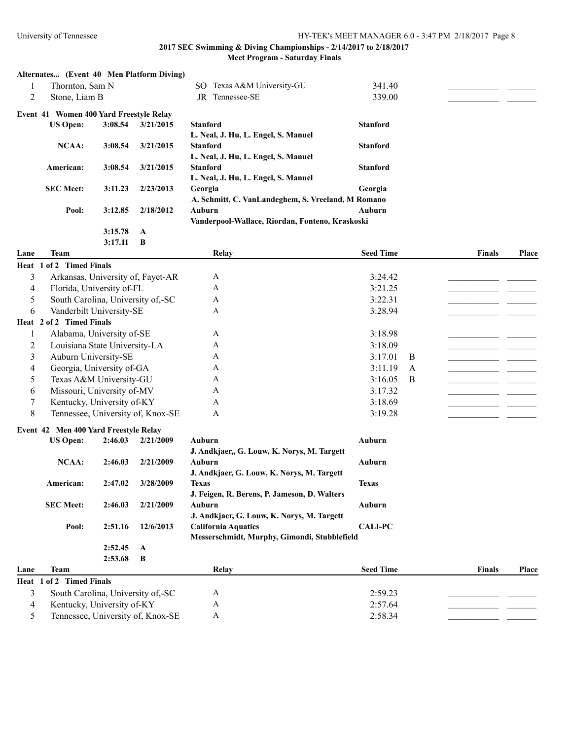**Alternates... (Event 40 Men Platform Diving)**

| | Name | Year | School | Seed | Finals | Place |
|---|---|---|---|---|---|---|
| 1 | Thornton, Sam N | SO | Texas A&M University-GU | 341.40 | | |
| 2 | Stone, Liam B | JR | Tennessee-SE | 339.00 | | |

## Event 41 Women 400 Yard Freestyle Relay

| Record | Time | Date | Team | Club |
|---|---|---|---|---|
| US Open: | 3:08.54 | 3/21/2015 | **Stanford**<br>L. Neal, J. Hu, L. Engel, S. Manuel | Stanford |
| NCAA: | 3:08.54 | 3/21/2015 | **Stanford**<br>L. Neal, J. Hu, L. Engel, S. Manuel | Stanford |
| American: | 3:08.54 | 3/21/2015 | **Stanford**<br>L. Neal, J. Hu, L. Engel, S. Manuel | Stanford |
| SEC Meet: | 3:11.23 | 2/23/2013 | **Georgia**<br>A. Schmitt, C. VanLandeghem, S. Vreeland, M Romano | Georgia |
| Pool: | 3:12.85 | 2/18/2012 | **Auburn**<br>Vanderpool-Wallace, Riordan, Fonteno, Kraskoski | Auburn |
| | 3:15.78 | A | | |
| | 3:17.11 | B | | |

| Lane | Team | Relay | Seed Time | | Finals | Place |
|---|---|---|---|---|---|---|
| **Heat 1 of 2 Timed Finals** | | | | | | |
| 3 | Arkansas, University of, Fayet-AR | A | 3:24.42 | | | |
| 4 | Florida, University of-FL | A | 3:21.25 | | | |
| 5 | South Carolina, University of,-SC | A | 3:22.31 | | | |
| 6 | Vanderbilt University-SE | A | 3:28.94 | | | |
| **Heat 2 of 2 Timed Finals** | | | | | | |
| 1 | Alabama, University of-SE | A | 3:18.98 | | | |
| 2 | Louisiana State University-LA | A | 3:18.09 | | | |
| 3 | Auburn University-SE | A | 3:17.01 | B | | |
| 4 | Georgia, University of-GA | A | 3:11.19 | A | | |
| 5 | Texas A&M University-GU | A | 3:16.05 | B | | |
| 6 | Missouri, University of-MV | A | 3:17.32 | | | |
| 7 | Kentucky, University of-KY | A | 3:18.69 | | | |
| 8 | Tennessee, University of, Knox-SE | A | 3:19.28 | | | |

## Event 42 Men 400 Yard Freestyle Relay

| Record | Time | Date | Team | Club |
|---|---|---|---|---|
| US Open: | 2:46.03 | 2/21/2009 | **Auburn**<br>J. Andkjaer,, G. Louw, K. Norys, M. Targett | Auburn |
| NCAA: | 2:46.03 | 2/21/2009 | **Auburn**<br>J. Andkjaer, G. Louw, K. Norys, M. Targett | Auburn |
| American: | 2:47.02 | 3/28/2009 | **Texas**<br>J. Feigen, R. Berens, P. Jameson, D. Walters | Texas |
| SEC Meet: | 2:46.03 | 2/21/2009 | **Auburn**<br>J. Andkjaer, G. Louw, K. Norys, M. Targett | Auburn |
| Pool: | 2:51.16 | 12/6/2013 | **California Aquatics**<br>Messerschmidt, Murphy, Gimondi, Stubblefield | CALI-PC |
| | 2:52.45 | A | | |
| | 2:53.68 | B | | |

| Lane | Team | Relay | Seed Time | Finals | Place |
|---|---|---|---|---|---|
| **Heat 1 of 2 Timed Finals** | | | | | |
| 3 | South Carolina, University of,-SC | A | 2:59.23 | | |
| 4 | Kentucky, University of-KY | A | 2:57.64 | | |
| 5 | Tennessee, University of, Knox-SE | A | 2:58.34 | | |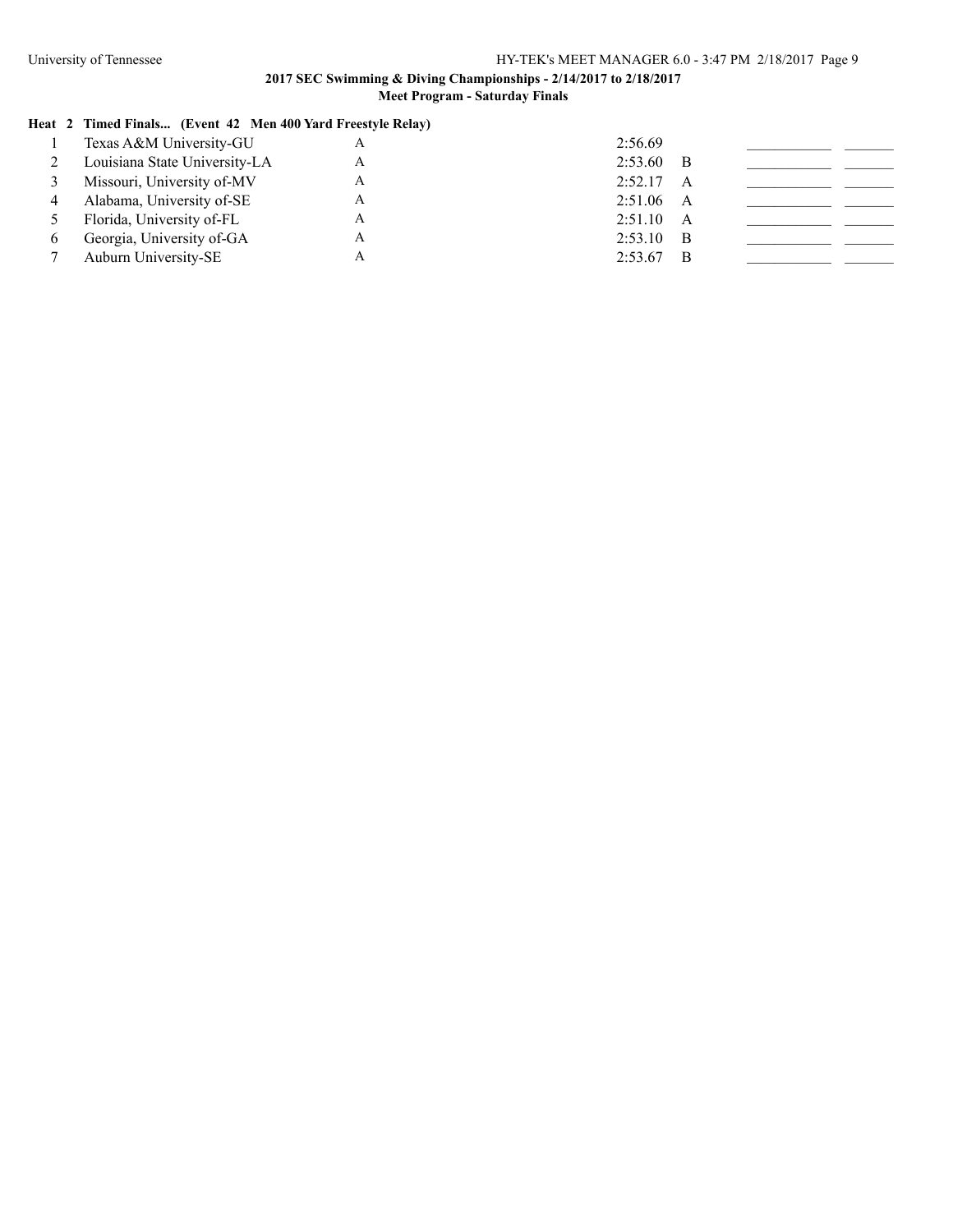**2017 SEC Swimming & Diving Championships - 2/14/2017 to 2/18/2017**

**Meet Program - Saturday Finals**

**Heat 2 Timed Finals... (Event 42 Men 400 Yard Freestyle Relay)**

| | | | | | | |
|---|---|---|---|---|---|---|
| 1 | Texas A&M University-GU | A | 2:56.69 | | ___________ | _______ |
| 2 | Louisiana State University-LA | A | 2:53.60 | B | ___________ | _______ |
| 3 | Missouri, University of-MV | A | 2:52.17 | A | ___________ | _______ |
| 4 | Alabama, University of-SE | A | 2:51.06 | A | ___________ | _______ |
| 5 | Florida, University of-FL | A | 2:51.10 | A | ___________ | _______ |
| 6 | Georgia, University of-GA | A | 2:53.10 | B | ___________ | _______ |
| 7 | Auburn University-SE | A | 2:53.67 | B | ___________ | _______ |